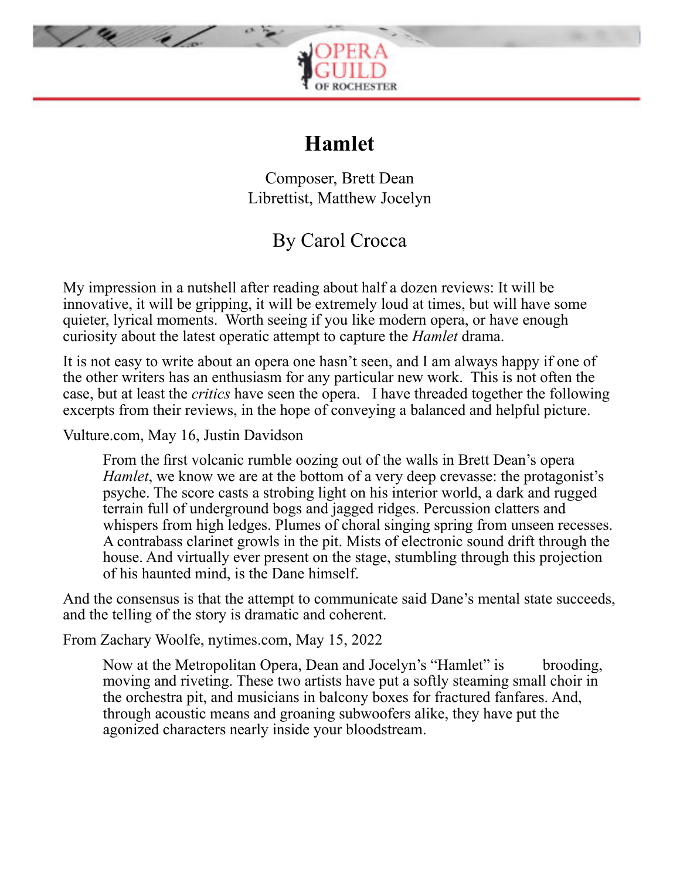# Hamlet

Composer, Brett Dean
Librettist, Matthew Jocelyn

## By Carol Crocca

My impression in a nutshell after reading about half a dozen reviews: It will be innovative, it will be gripping, it will be extremely loud at times, but will have some quieter, lyrical moments. Worth seeing if you like modern opera, or have enough curiosity about the latest operatic attempt to capture the *Hamlet* drama.

It is not easy to write about an opera one hasn't seen, and I am always happy if one of the other writers has an enthusiasm for any particular new work. This is not often the case, but at least the *critics* have seen the opera. I have threaded together the following excerpts from their reviews, in the hope of conveying a balanced and helpful picture.

Vulture.com, May 16, Justin Davidson

> From the first volcanic rumble oozing out of the walls in Brett Dean's opera *Hamlet*, we know we are at the bottom of a very deep crevasse: the protagonist's psyche. The score casts a strobing light on his interior world, a dark and rugged terrain full of underground bogs and jagged ridges. Percussion clatters and whispers from high ledges. Plumes of choral singing spring from unseen recesses. A contrabass clarinet growls in the pit. Mists of electronic sound drift through the house. And virtually ever present on the stage, stumbling through this projection of his haunted mind, is the Dane himself.

And the consensus is that the attempt to communicate said Dane's mental state succeeds, and the telling of the story is dramatic and coherent.

From Zachary Woolfe, nytimes.com, May 15, 2022

> Now at the Metropolitan Opera, Dean and Jocelyn's "Hamlet" is brooding, moving and riveting. These two artists have put a softly steaming small choir in the orchestra pit, and musicians in balcony boxes for fractured fanfares. And, through acoustic means and groaning subwoofers alike, they have put the agonized characters nearly inside your bloodstream.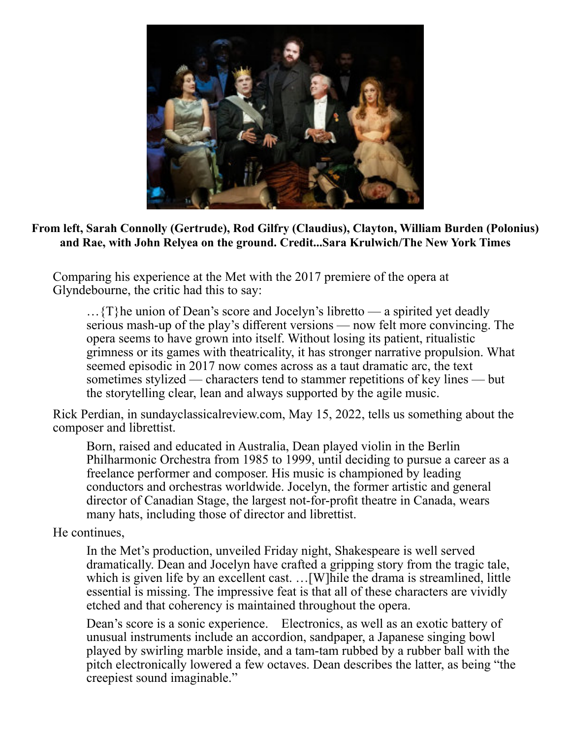**From left, Sarah Connolly (Gertrude), Rod Gilfry (Claudius), Clayton, William Burden (Polonius) and Rae, with John Relyea on the ground. Credit...Sara Krulwich/The New York Times**

Comparing his experience at the Met with the 2017 premiere of the opera at Glyndebourne, the critic had this to say:

> …{T}he union of Dean's score and Jocelyn's libretto — a spirited yet deadly serious mash-up of the play's different versions — now felt more convincing. The opera seems to have grown into itself. Without losing its patient, ritualistic grimness or its games with theatricality, it has stronger narrative propulsion. What seemed episodic in 2017 now comes across as a taut dramatic arc, the text sometimes stylized — characters tend to stammer repetitions of key lines — but the storytelling clear, lean and always supported by the agile music.

Rick Perdian, in sundayclassicalreview.com, May 15, 2022, tells us something about the composer and librettist.

> Born, raised and educated in Australia, Dean played violin in the Berlin Philharmonic Orchestra from 1985 to 1999, until deciding to pursue a career as a freelance performer and composer. His music is championed by leading conductors and orchestras worldwide. Jocelyn, the former artistic and general director of Canadian Stage, the largest not-for-profit theatre in Canada, wears many hats, including those of director and librettist.

He continues,

> In the Met's production, unveiled Friday night, Shakespeare is well served dramatically. Dean and Jocelyn have crafted a gripping story from the tragic tale, which is given life by an excellent cast. …[W]hile the drama is streamlined, little essential is missing. The impressive feat is that all of these characters are vividly etched and that coherency is maintained throughout the opera.
>
> Dean's score is a sonic experience. Electronics, as well as an exotic battery of unusual instruments include an accordion, sandpaper, a Japanese singing bowl played by swirling marble inside, and a tam-tam rubbed by a rubber ball with the pitch electronically lowered a few octaves. Dean describes the latter, as being "the creepiest sound imaginable."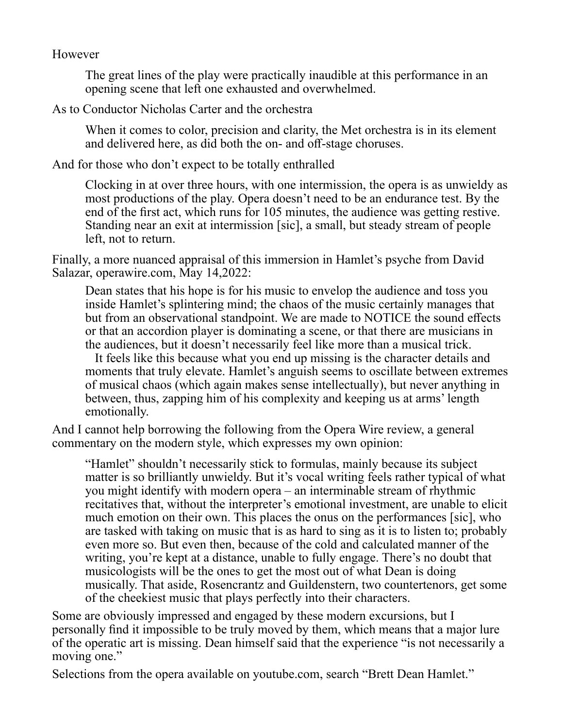However

> The great lines of the play were practically inaudible at this performance in an opening scene that left one exhausted and overwhelmed.

As to Conductor Nicholas Carter and the orchestra

> When it comes to color, precision and clarity, the Met orchestra is in its element and delivered here, as did both the on- and off-stage choruses.

And for those who don't expect to be totally enthralled

> Clocking in at over three hours, with one intermission, the opera is as unwieldy as most productions of the play. Opera doesn't need to be an endurance test. By the end of the first act, which runs for 105 minutes, the audience was getting restive. Standing near an exit at intermission [sic], a small, but steady stream of people left, not to return.

Finally, a more nuanced appraisal of this immersion in Hamlet's psyche from David Salazar, operawire.com, May 14,2022:

> Dean states that his hope is for his music to envelop the audience and toss you inside Hamlet's splintering mind; the chaos of the music certainly manages that but from an observational standpoint. We are made to NOTICE the sound effects or that an accordion player is dominating a scene, or that there are musicians in the audiences, but it doesn't necessarily feel like more than a musical trick.
>
> It feels like this because what you end up missing is the character details and moments that truly elevate. Hamlet's anguish seems to oscillate between extremes of musical chaos (which again makes sense intellectually), but never anything in between, thus, zapping him of his complexity and keeping us at arms' length emotionally.

And I cannot help borrowing the following from the Opera Wire review, a general commentary on the modern style, which expresses my own opinion:

> "Hamlet" shouldn't necessarily stick to formulas, mainly because its subject matter is so brilliantly unwieldy. But it's vocal writing feels rather typical of what you might identify with modern opera – an interminable stream of rhythmic recitatives that, without the interpreter's emotional investment, are unable to elicit much emotion on their own. This places the onus on the performances [sic], who are tasked with taking on music that is as hard to sing as it is to listen to; probably even more so. But even then, because of the cold and calculated manner of the writing, you're kept at a distance, unable to fully engage. There's no doubt that musicologists will be the ones to get the most out of what Dean is doing musically. That aside, Rosencrantz and Guildenstern, two countertenors, get some of the cheekiest music that plays perfectly into their characters.

Some are obviously impressed and engaged by these modern excursions, but I personally find it impossible to be truly moved by them, which means that a major lure of the operatic art is missing. Dean himself said that the experience "is not necessarily a moving one."

Selections from the opera available on youtube.com, search "Brett Dean Hamlet."